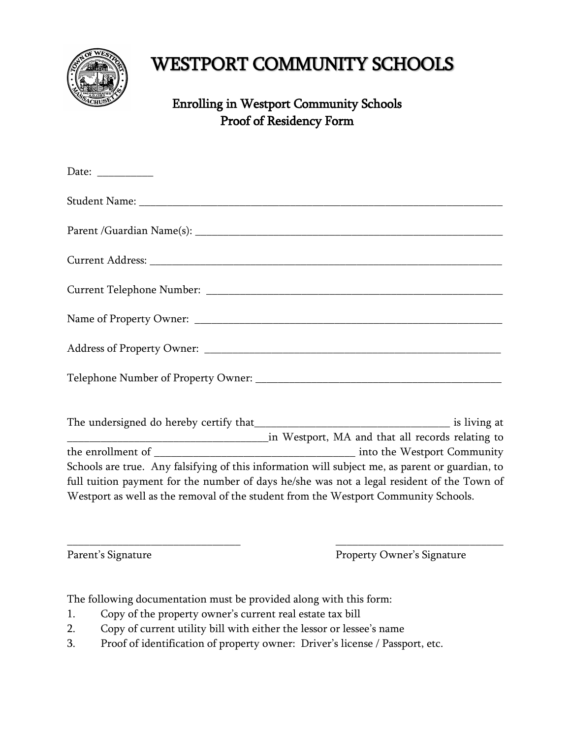# WESTPORT COMMUNITY SCHOOLS

## Enrolling in Westport Community Schools
## Proof of Residency Form

Date: __________

Student Name: ______________________________________________________________

Parent /Guardian Name(s): _____________________________________________________

Current Address: ____________________________________________________________

Current Telephone Number: ____________________________________________________

Name of Property Owner: ______________________________________________________

Address of Property Owner: ____________________________________________________

Telephone Number of Property Owner: ___________________________________________

The undersigned do hereby certify that__________________________________ is living at ____________________________________in Westport, MA and that all records relating to the enrollment of ____________________________________ into the Westport Community Schools are true. Any falsifying of this information will subject me, as parent or guardian, to full tuition payment for the number of days he/she was not a legal resident of the Town of Westport as well as the removal of the student from the Westport Community Schools.

________________________________ ________________________________

Parent's Signature Property Owner's Signature

The following documentation must be provided along with this form:

1. Copy of the property owner's current real estate tax bill
2. Copy of current utility bill with either the lessor or lessee's name
3. Proof of identification of property owner: Driver's license / Passport, etc.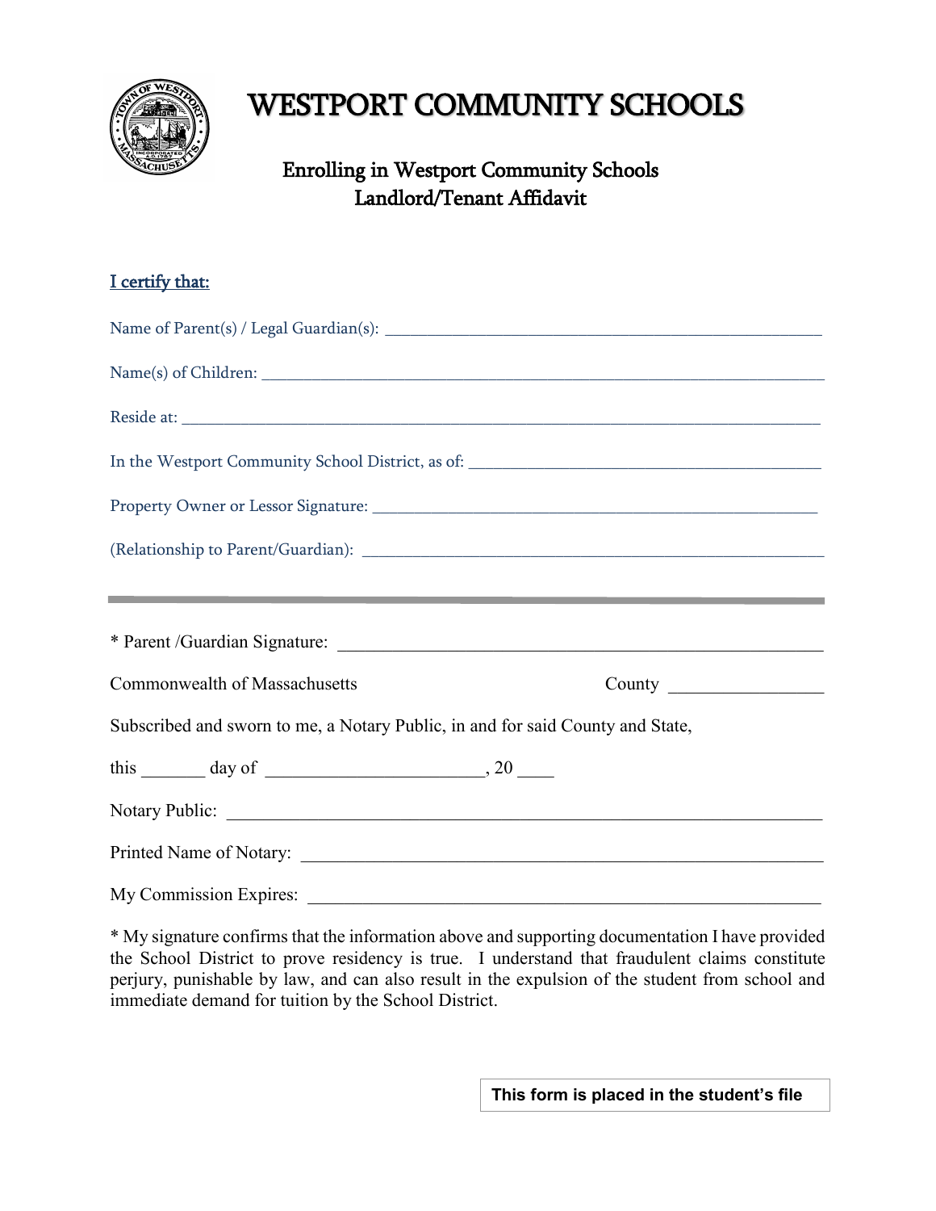# WESTPORT COMMUNITY SCHOOLS

## Enrolling in Westport Community Schools
## Landlord/Tenant Affidavit

**I certify that:**

Name of Parent(s) / Legal Guardian(s): ______________________________________________

Name(s) of Children: ______________________________________________

Reside at: ______________________________________________

In the Westport Community School District, as of: ______________________________________________

Property Owner or Lessor Signature: ______________________________________________

(Relationship to Parent/Guardian): ______________________________________________

---

* Parent /Guardian Signature: ______________________________________________

Commonwealth of Massachusetts                County _______________

Subscribed and sworn to me, a Notary Public, in and for said County and State,

this _______ day of ______________________, 20 ____

Notary Public: ______________________________________________

Printed Name of Notary: ______________________________________________

My Commission Expires: ______________________________________________

* My signature confirms that the information above and supporting documentation I have provided the School District to prove residency is true. I understand that fraudulent claims constitute perjury, punishable by law, and can also result in the expulsion of the student from school and immediate demand for tuition by the School District.

**This form is placed in the student's file**